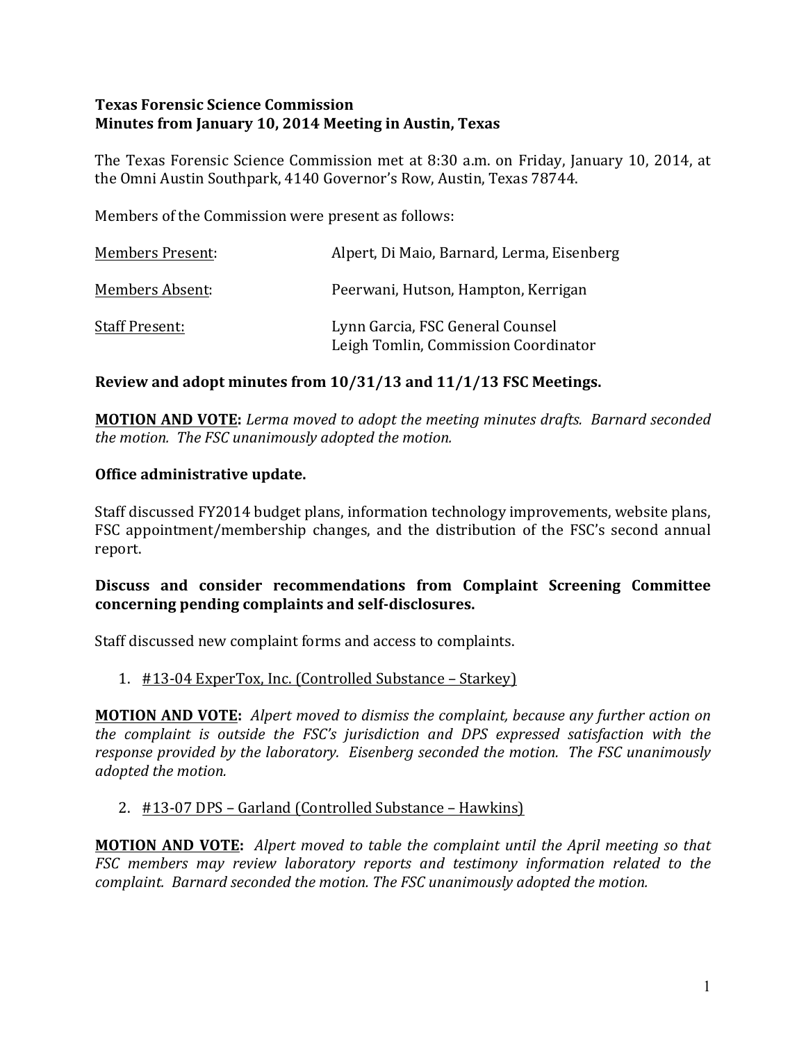# Texas Forensic Science Commission
## Minutes from January 10, 2014 Meeting in Austin, Texas

The Texas Forensic Science Commission met at 8:30 a.m. on Friday, January 10, 2014, at the Omni Austin Southpark, 4140 Governor's Row, Austin, Texas 78744.

Members of the Commission were present as follows:

| | |
|---|---|
| Members Present: | Alpert, Di Maio, Barnard, Lerma, Eisenberg |
| Members Absent: | Peerwani, Hutson, Hampton, Kerrigan |
| Staff Present: | Lynn Garcia, FSC General Counsel<br>Leigh Tomlin, Commission Coordinator |

**Review and adopt minutes from 10/31/13 and 11/1/13 FSC Meetings.**

**MOTION AND VOTE:** *Lerma moved to adopt the meeting minutes drafts. Barnard seconded the motion. The FSC unanimously adopted the motion.*

**Office administrative update.**

Staff discussed FY2014 budget plans, information technology improvements, website plans, FSC appointment/membership changes, and the distribution of the FSC's second annual report.

**Discuss and consider recommendations from Complaint Screening Committee concerning pending complaints and self-disclosures.**

Staff discussed new complaint forms and access to complaints.

1. #13-04 ExperTox, Inc. (Controlled Substance – Starkey)

**MOTION AND VOTE:** *Alpert moved to dismiss the complaint, because any further action on the complaint is outside the FSC's jurisdiction and DPS expressed satisfaction with the response provided by the laboratory. Eisenberg seconded the motion. The FSC unanimously adopted the motion.*

2. #13-07 DPS – Garland (Controlled Substance – Hawkins)

**MOTION AND VOTE:** *Alpert moved to table the complaint until the April meeting so that FSC members may review laboratory reports and testimony information related to the complaint. Barnard seconded the motion. The FSC unanimously adopted the motion.*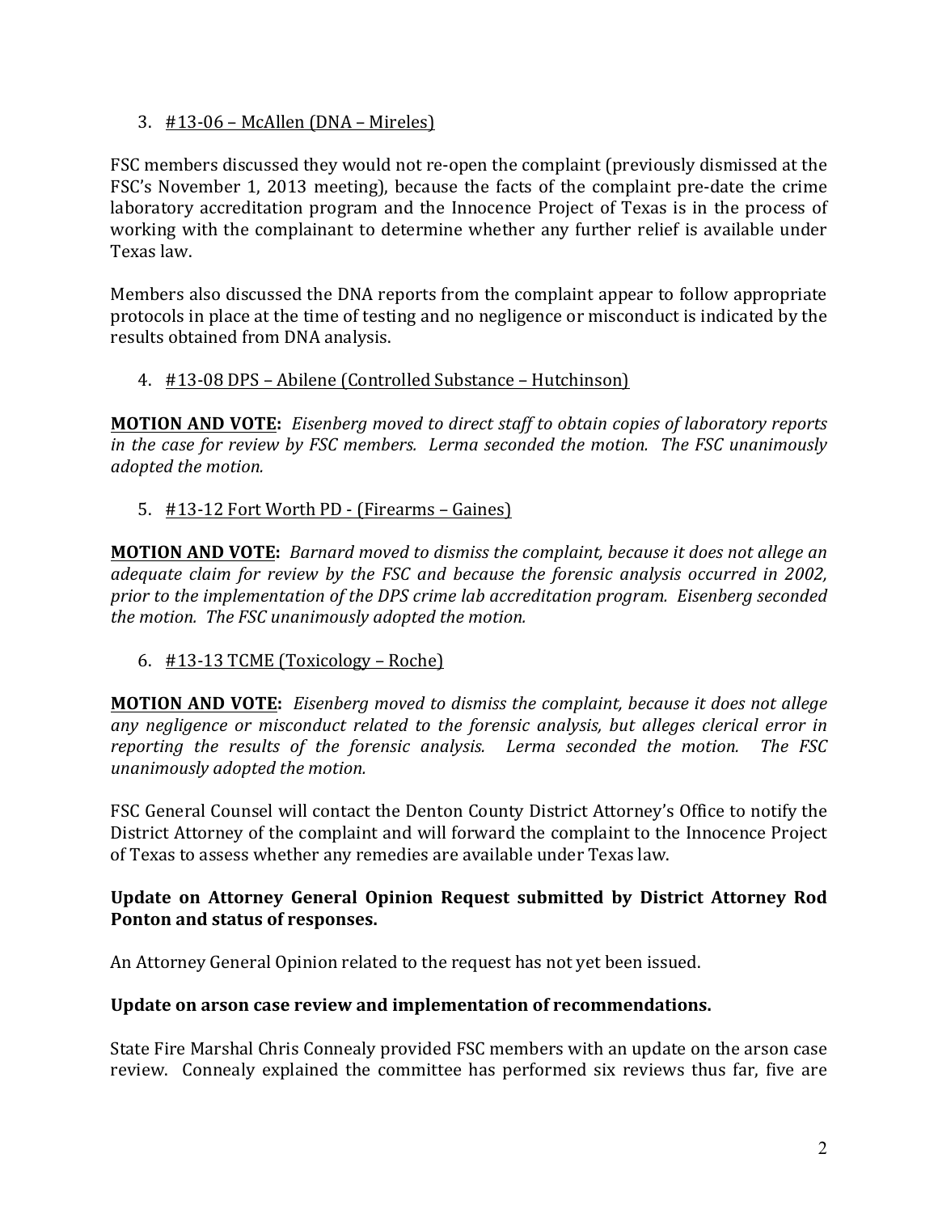3. <u>#13-06 – McAllen (DNA – Mireles)</u>

FSC members discussed they would not re-open the complaint (previously dismissed at the FSC's November 1, 2013 meeting), because the facts of the complaint pre-date the crime laboratory accreditation program and the Innocence Project of Texas is in the process of working with the complainant to determine whether any further relief is available under Texas law.

Members also discussed the DNA reports from the complaint appear to follow appropriate protocols in place at the time of testing and no negligence or misconduct is indicated by the results obtained from DNA analysis.

4. <u>#13-08 DPS – Abilene (Controlled Substance – Hutchinson)</u>

**<u>MOTION AND VOTE</u>:** *Eisenberg moved to direct staff to obtain copies of laboratory reports in the case for review by FSC members. Lerma seconded the motion. The FSC unanimously adopted the motion.*

5. <u>#13-12 Fort Worth PD - (Firearms – Gaines)</u>

**<u>MOTION AND VOTE</u>:** *Barnard moved to dismiss the complaint, because it does not allege an adequate claim for review by the FSC and because the forensic analysis occurred in 2002, prior to the implementation of the DPS crime lab accreditation program. Eisenberg seconded the motion. The FSC unanimously adopted the motion.*

6. <u>#13-13 TCME (Toxicology – Roche)</u>

**<u>MOTION AND VOTE</u>:** *Eisenberg moved to dismiss the complaint, because it does not allege any negligence or misconduct related to the forensic analysis, but alleges clerical error in reporting the results of the forensic analysis. Lerma seconded the motion. The FSC unanimously adopted the motion.*

FSC General Counsel will contact the Denton County District Attorney's Office to notify the District Attorney of the complaint and will forward the complaint to the Innocence Project of Texas to assess whether any remedies are available under Texas law.

**Update on Attorney General Opinion Request submitted by District Attorney Rod Ponton and status of responses.**

An Attorney General Opinion related to the request has not yet been issued.

**Update on arson case review and implementation of recommendations.**

State Fire Marshal Chris Connealy provided FSC members with an update on the arson case review. Connealy explained the committee has performed six reviews thus far, five are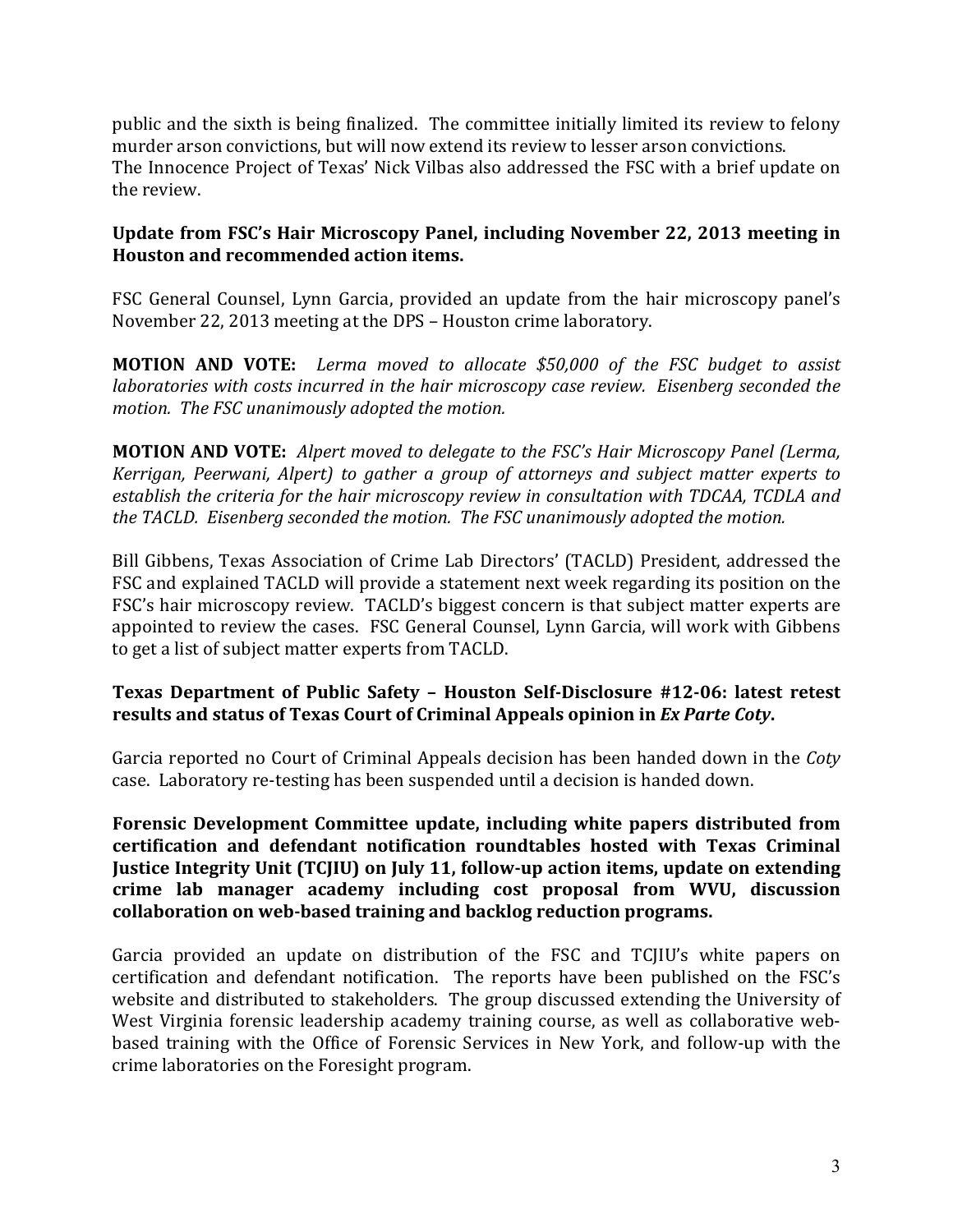public and the sixth is being finalized. The committee initially limited its review to felony murder arson convictions, but will now extend its review to lesser arson convictions.
The Innocence Project of Texas' Nick Vilbas also addressed the FSC with a brief update on the review.

**Update from FSC's Hair Microscopy Panel, including November 22, 2013 meeting in Houston and recommended action items.**

FSC General Counsel, Lynn Garcia, provided an update from the hair microscopy panel's November 22, 2013 meeting at the DPS – Houston crime laboratory.

**MOTION AND VOTE:** *Lerma moved to allocate $50,000 of the FSC budget to assist laboratories with costs incurred in the hair microscopy case review. Eisenberg seconded the motion. The FSC unanimously adopted the motion.*

**MOTION AND VOTE:** *Alpert moved to delegate to the FSC's Hair Microscopy Panel (Lerma, Kerrigan, Peerwani, Alpert) to gather a group of attorneys and subject matter experts to establish the criteria for the hair microscopy review in consultation with TDCAA, TCDLA and the TACLD. Eisenberg seconded the motion. The FSC unanimously adopted the motion.*

Bill Gibbens, Texas Association of Crime Lab Directors' (TACLD) President, addressed the FSC and explained TACLD will provide a statement next week regarding its position on the FSC's hair microscopy review. TACLD's biggest concern is that subject matter experts are appointed to review the cases. FSC General Counsel, Lynn Garcia, will work with Gibbens to get a list of subject matter experts from TACLD.

**Texas Department of Public Safety – Houston Self-Disclosure #12-06: latest retest results and status of Texas Court of Criminal Appeals opinion in *Ex Parte Coty*.**

Garcia reported no Court of Criminal Appeals decision has been handed down in the *Coty* case. Laboratory re-testing has been suspended until a decision is handed down.

**Forensic Development Committee update, including white papers distributed from certification and defendant notification roundtables hosted with Texas Criminal Justice Integrity Unit (TCJIU) on July 11, follow-up action items, update on extending crime lab manager academy including cost proposal from WVU, discussion collaboration on web-based training and backlog reduction programs.**

Garcia provided an update on distribution of the FSC and TCJIU's white papers on certification and defendant notification. The reports have been published on the FSC's website and distributed to stakeholders. The group discussed extending the University of West Virginia forensic leadership academy training course, as well as collaborative web-based training with the Office of Forensic Services in New York, and follow-up with the crime laboratories on the Foresight program.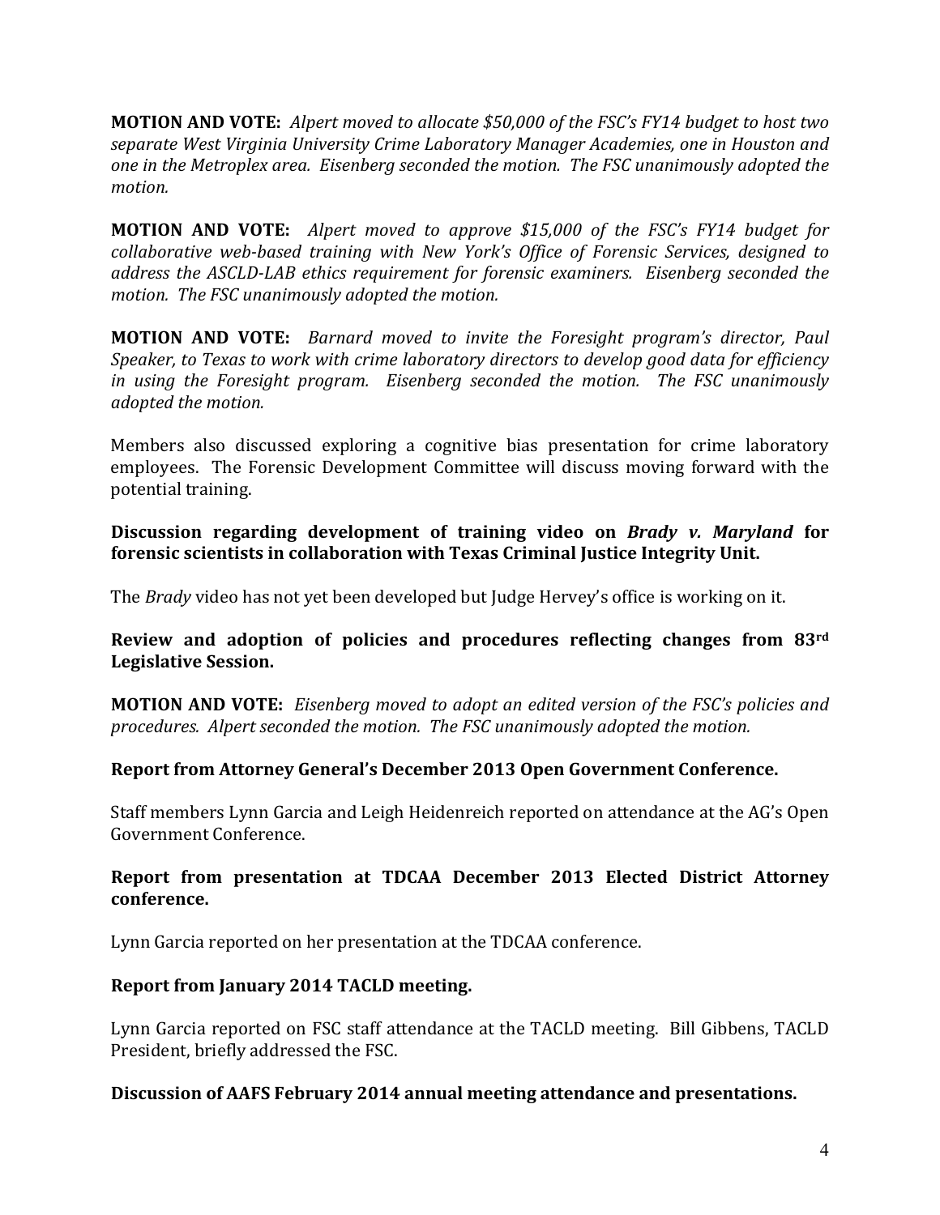**MOTION AND VOTE:** *Alpert moved to allocate $50,000 of the FSC's FY14 budget to host two separate West Virginia University Crime Laboratory Manager Academies, one in Houston and one in the Metroplex area. Eisenberg seconded the motion. The FSC unanimously adopted the motion.*

**MOTION AND VOTE:** *Alpert moved to approve $15,000 of the FSC's FY14 budget for collaborative web-based training with New York's Office of Forensic Services, designed to address the ASCLD-LAB ethics requirement for forensic examiners. Eisenberg seconded the motion. The FSC unanimously adopted the motion.*

**MOTION AND VOTE:** *Barnard moved to invite the Foresight program's director, Paul Speaker, to Texas to work with crime laboratory directors to develop good data for efficiency in using the Foresight program. Eisenberg seconded the motion. The FSC unanimously adopted the motion.*

Members also discussed exploring a cognitive bias presentation for crime laboratory employees. The Forensic Development Committee will discuss moving forward with the potential training.

**Discussion regarding development of training video on *Brady v. Maryland* for forensic scientists in collaboration with Texas Criminal Justice Integrity Unit.**

The *Brady* video has not yet been developed but Judge Hervey's office is working on it.

**Review and adoption of policies and procedures reflecting changes from 83rd Legislative Session.**

**MOTION AND VOTE:** *Eisenberg moved to adopt an edited version of the FSC's policies and procedures. Alpert seconded the motion. The FSC unanimously adopted the motion.*

**Report from Attorney General's December 2013 Open Government Conference.**

Staff members Lynn Garcia and Leigh Heidenreich reported on attendance at the AG's Open Government Conference.

**Report from presentation at TDCAA December 2013 Elected District Attorney conference.**

Lynn Garcia reported on her presentation at the TDCAA conference.

**Report from January 2014 TACLD meeting.**

Lynn Garcia reported on FSC staff attendance at the TACLD meeting. Bill Gibbens, TACLD President, briefly addressed the FSC.

**Discussion of AAFS February 2014 annual meeting attendance and presentations.**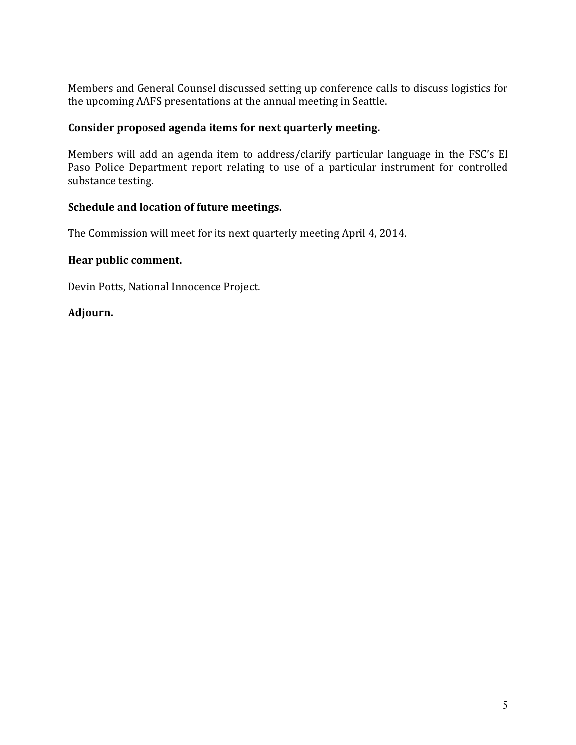Members and General Counsel discussed setting up conference calls to discuss logistics for the upcoming AAFS presentations at the annual meeting in Seattle.

**Consider proposed agenda items for next quarterly meeting.**

Members will add an agenda item to address/clarify particular language in the FSC's El Paso Police Department report relating to use of a particular instrument for controlled substance testing.

**Schedule and location of future meetings.**

The Commission will meet for its next quarterly meeting April 4, 2014.

**Hear public comment.**

Devin Potts, National Innocence Project.

**Adjourn.**